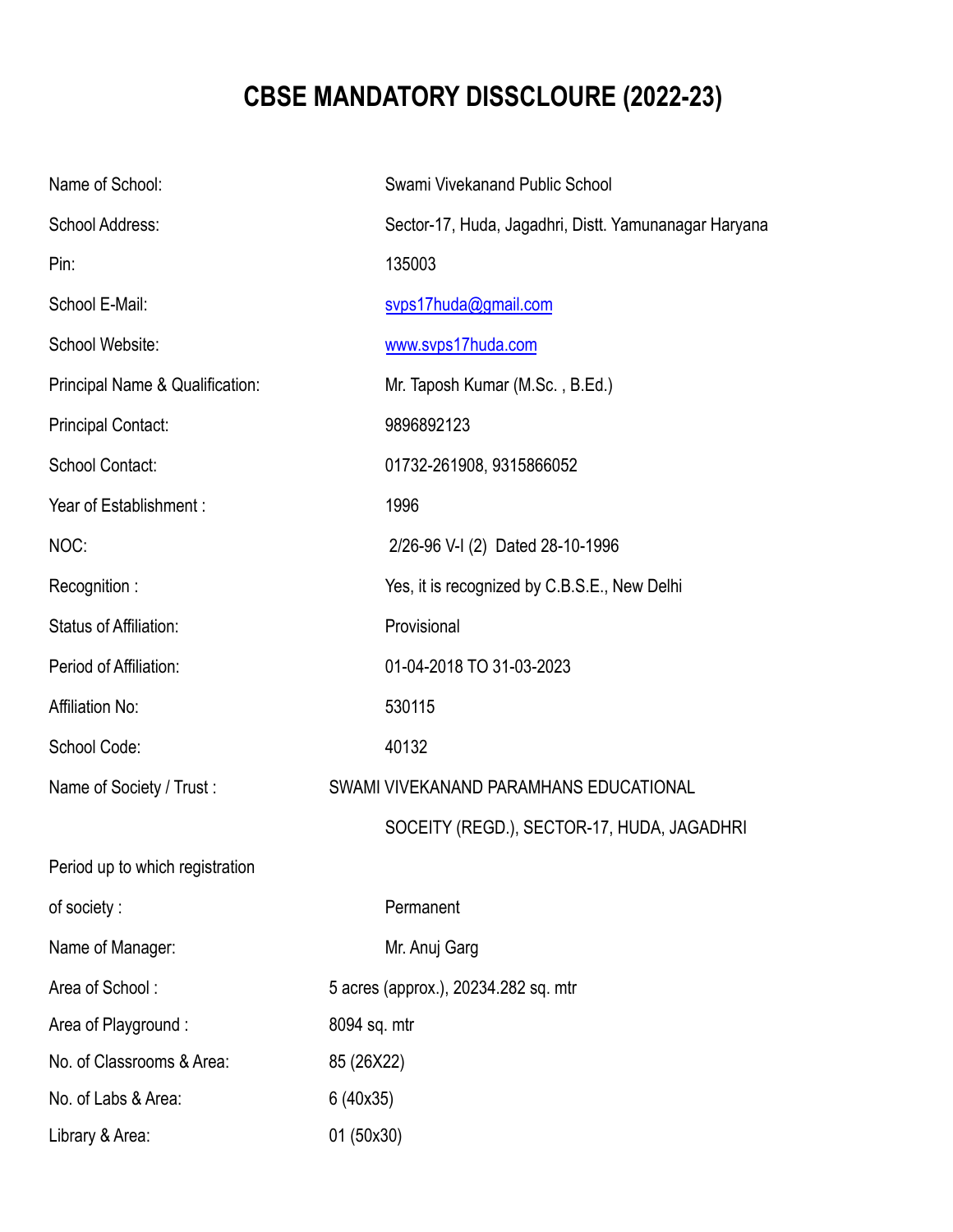# CBSE MANDATORY DISSCLOURE (2022-23)

| | |
|---|---|
| Name of School: | Swami Vivekanand Public School |
| School Address: | Sector-17, Huda, Jagadhri, Distt. Yamunanagar Haryana |
| Pin: | 135003 |
| School E-Mail: | svps17huda@gmail.com |
| School Website: | www.svps17huda.com |
| Principal Name & Qualification: | Mr. Taposh Kumar (M.Sc. , B.Ed.) |
| Principal Contact: | 9896892123 |
| School Contact: | 01732-261908, 9315866052 |
| Year of Establishment : | 1996 |
| NOC: | 2/26-96 V-I (2) Dated 28-10-1996 |
| Recognition : | Yes, it is recognized by C.B.S.E., New Delhi |
| Status of Affiliation: | Provisional |
| Period of Affiliation: | 01-04-2018 TO 31-03-2023 |
| Affiliation No: | 530115 |
| School Code: | 40132 |
| Name of Society / Trust : | SWAMI VIVEKANAND PARAMHANS EDUCATIONAL SOCEITY (REGD.), SECTOR-17, HUDA, JAGADHRI |
| Period up to which registration of society : | Permanent |
| Name of Manager: | Mr. Anuj Garg |
| Area of School : | 5 acres (approx.), 20234.282 sq. mtr |
| Area of Playground : | 8094 sq. mtr |
| No. of Classrooms & Area: | 85 (26X22) |
| No. of Labs & Area: | 6 (40x35) |
| Library & Area: | 01 (50x30) |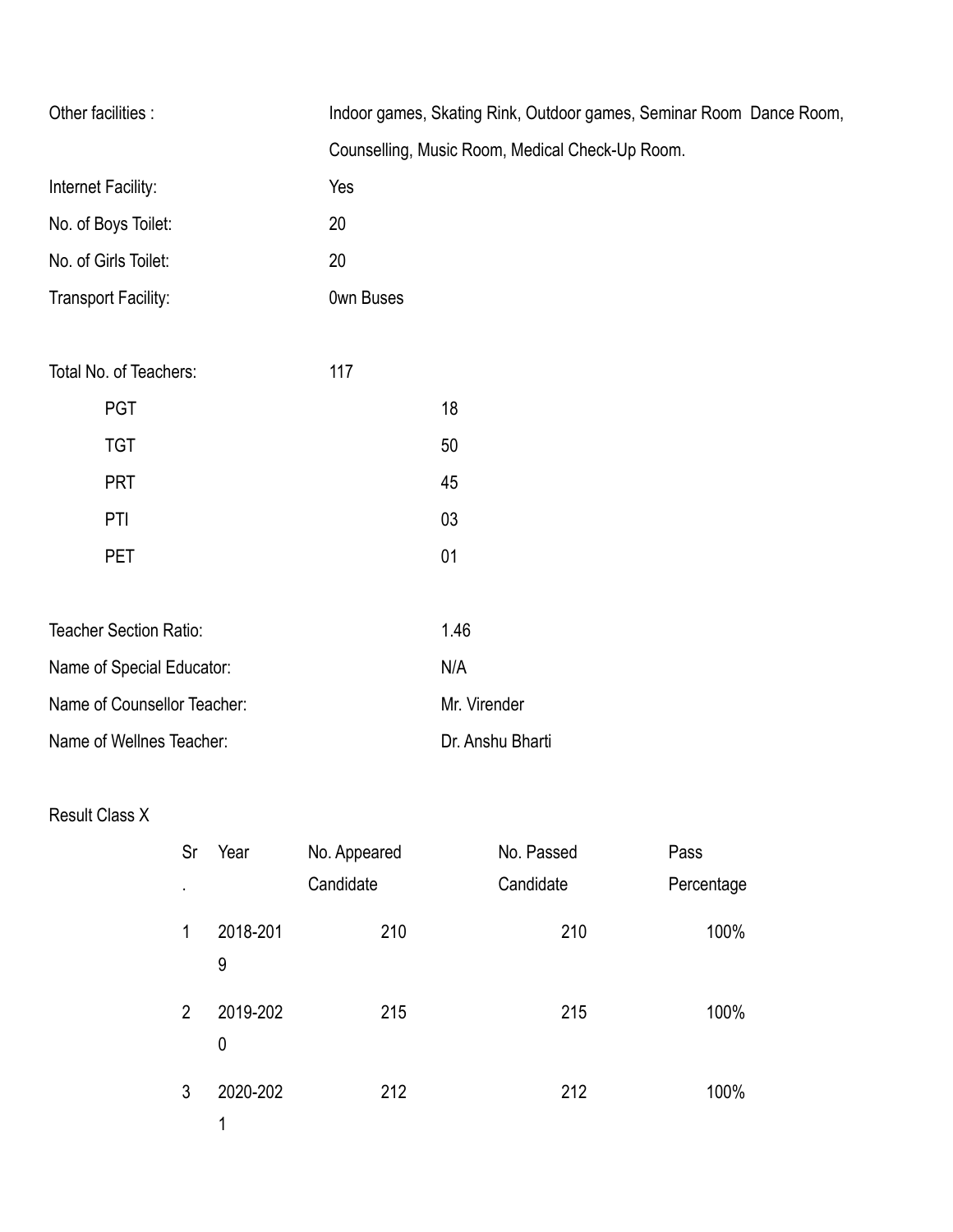Other facilities : Indoor games, Skating Rink, Outdoor games, Seminar Room Dance Room, Counselling, Music Room, Medical Check-Up Room.

Internet Facility: Yes

No. of Boys Toilet: 20

No. of Girls Toilet: 20

Transport Facility: 0wn Buses

Total No. of Teachers: 117

| | |
|---|---|
| PGT | 18 |
| TGT | 50 |
| PRT | 45 |
| PTI | 03 |
| PET | 01 |

Teacher Section Ratio: 1.46

Name of Special Educator: N/A

Name of Counsellor Teacher: Mr. Virender

Name of Wellnes Teacher: Dr. Anshu Bharti

Result Class X

| Sr. | Year | No. Appeared Candidate | No. Passed Candidate | Pass Percentage |
|---|---|---|---|---|
| 1 | 2018-2019 | 210 | 210 | 100% |
| 2 | 2019-2020 | 215 | 215 | 100% |
| 3 | 2020-2021 | 212 | 212 | 100% |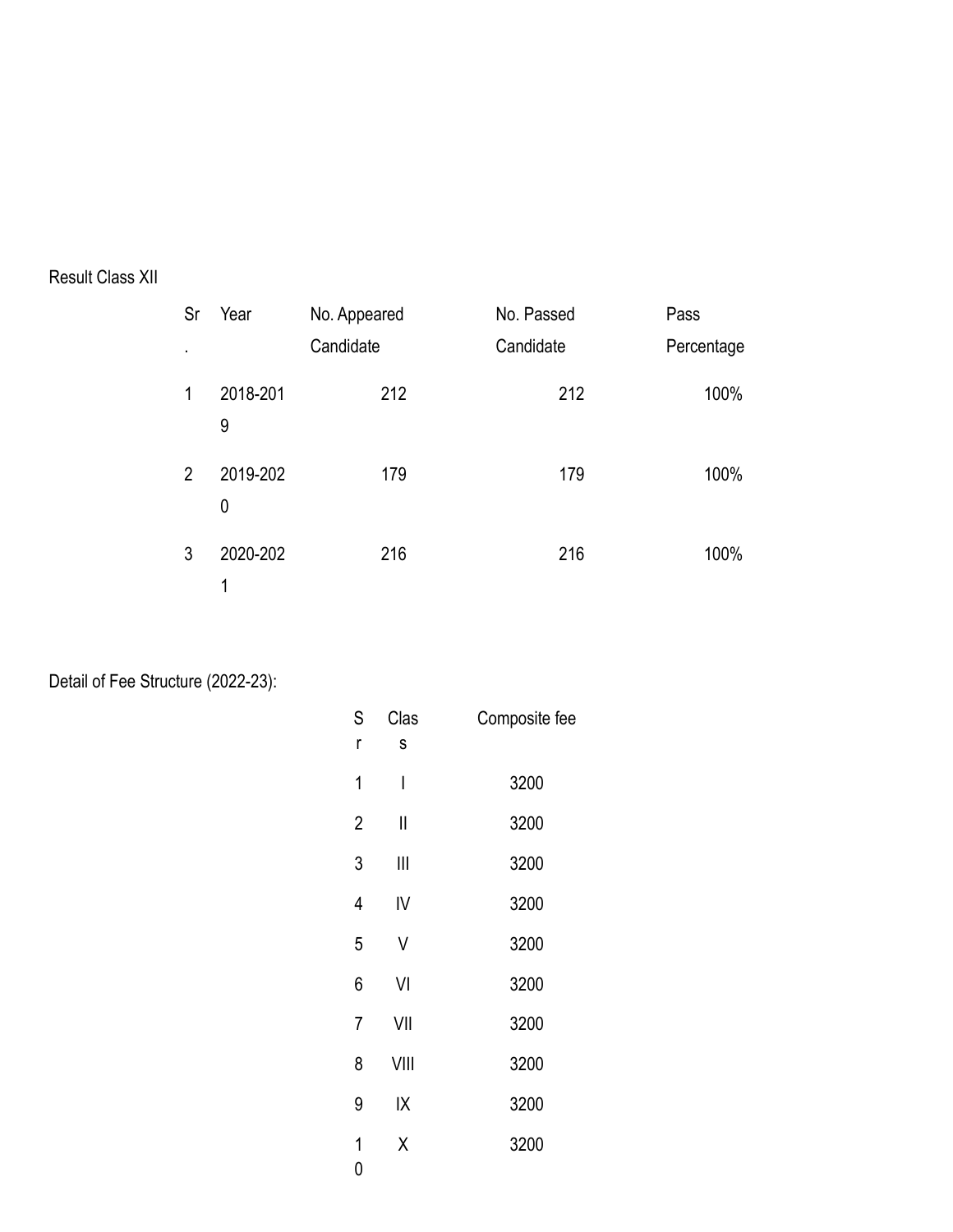Result Class XII

| Sr. | Year | No. Appeared Candidate | No. Passed Candidate | Pass Percentage |
|---|---|---|---|---|
| 1 | 2018-2019 | 212 | 212 | 100% |
| 2 | 2019-2020 | 179 | 179 | 100% |
| 3 | 2020-2021 | 216 | 216 | 100% |

Detail of Fee Structure (2022-23):

| Sr | Class | Composite fee |
|---|---|---|
| 1 | I | 3200 |
| 2 | II | 3200 |
| 3 | III | 3200 |
| 4 | IV | 3200 |
| 5 | V | 3200 |
| 6 | VI | 3200 |
| 7 | VII | 3200 |
| 8 | VIII | 3200 |
| 9 | IX | 3200 |
| 10 | X | 3200 |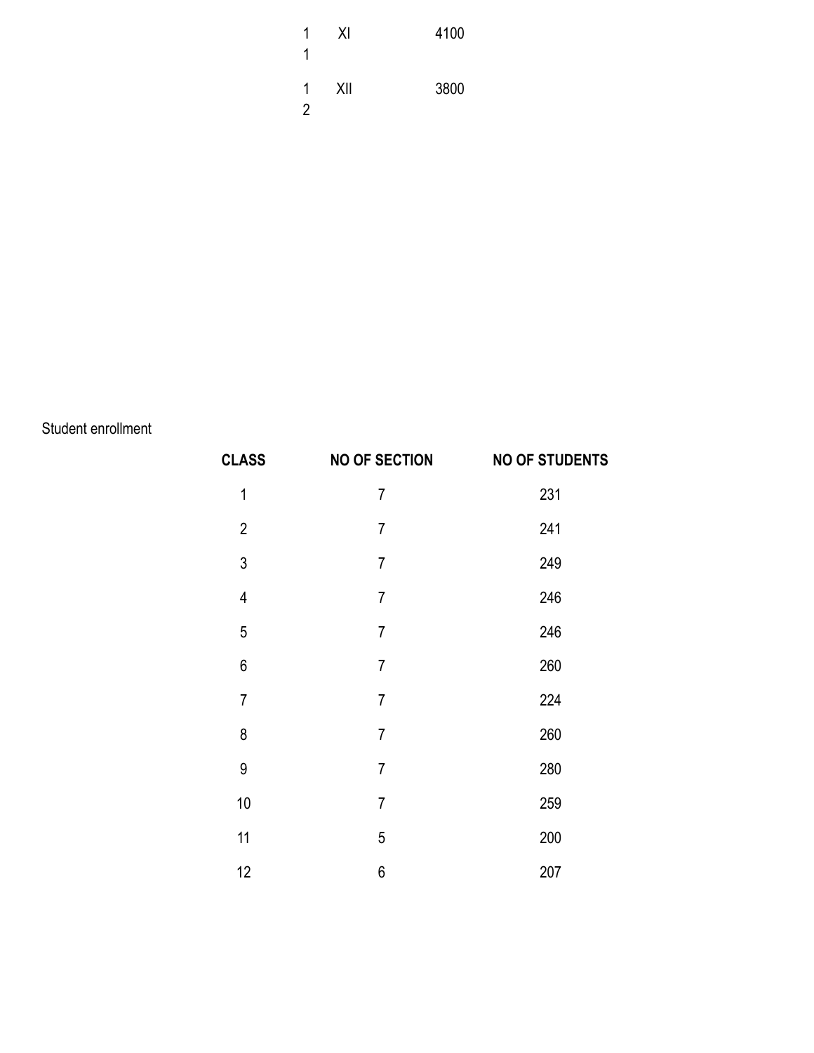| | | |
|---|---|---|
| 11 | XI | 4100 |
| 12 | XII | 3800 |

Student enrollment

| CLASS | NO OF SECTION | NO OF STUDENTS |
|---|---|---|
| 1 | 7 | 231 |
| 2 | 7 | 241 |
| 3 | 7 | 249 |
| 4 | 7 | 246 |
| 5 | 7 | 246 |
| 6 | 7 | 260 |
| 7 | 7 | 224 |
| 8 | 7 | 260 |
| 9 | 7 | 280 |
| 10 | 7 | 259 |
| 11 | 5 | 200 |
| 12 | 6 | 207 |